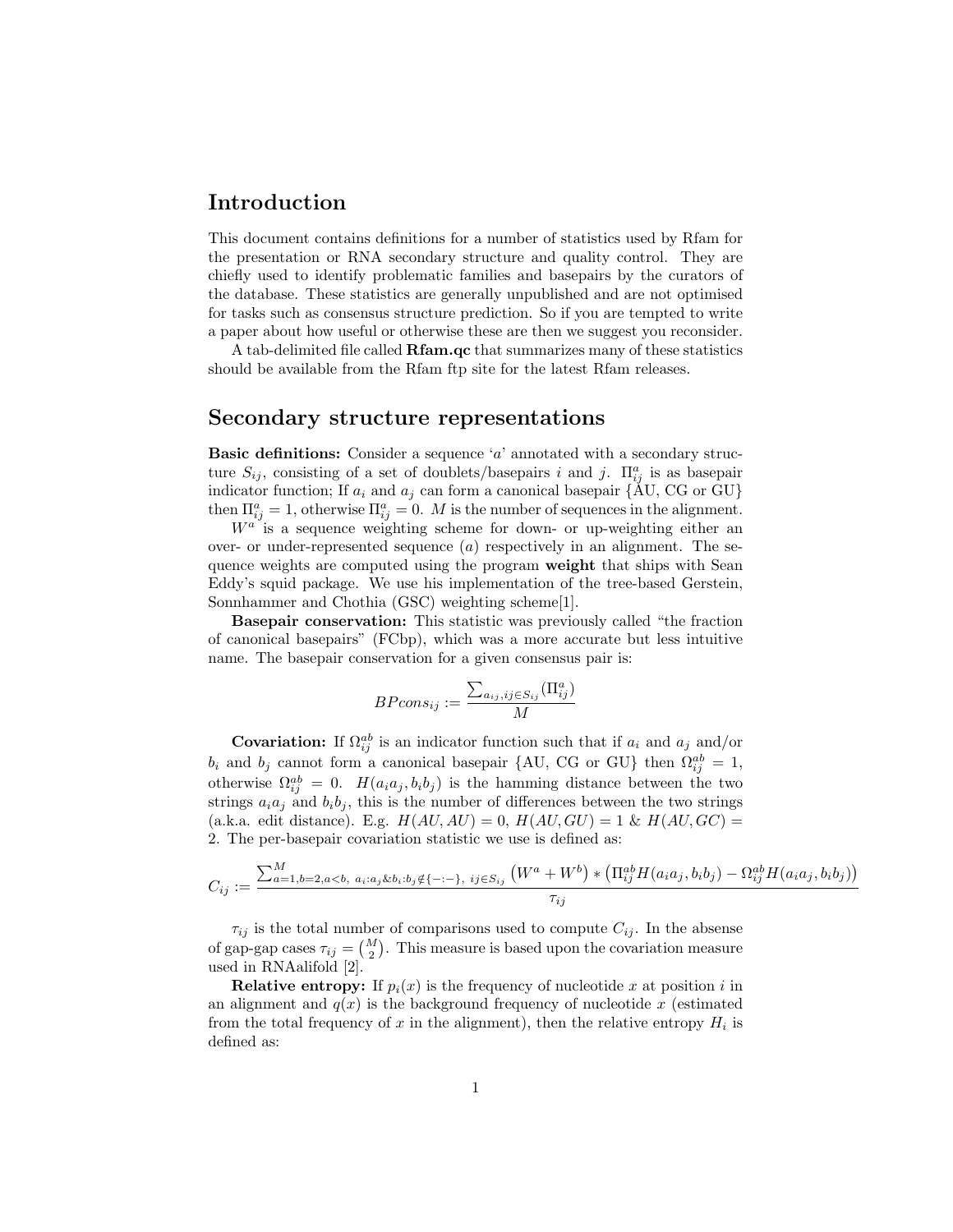## Introduction

This document contains definitions for a number of statistics used by Rfam for the presentation or RNA secondary structure and quality control. They are chiefly used to identify problematic families and basepairs by the curators of the database. These statistics are generally unpublished and are not optimised for tasks such as consensus structure prediction. So if you are tempted to write a paper about how useful or otherwise these are then we suggest you reconsider.

A tab-delimited file called **Rfam.qc** that summarizes many of these statistics should be available from the Rfam ftp site for the latest Rfam releases.

## Secondary structure representations

**Basic definitions:** Consider a sequence '$a$' annotated with a secondary structure $S_{ij}$, consisting of a set of doublets/basepairs $i$ and $j$. $\Pi^a_{ij}$ is as basepair indicator function; If $a_i$ and $a_j$ can form a canonical basepair {AU, CG or GU} then $\Pi^a_{ij} = 1$, otherwise $\Pi^a_{ij} = 0$. $M$ is the number of sequences in the alignment.

$W^a$ is a sequence weighting scheme for down- or up-weighting either an over- or under-represented sequence ($a$) respectively in an alignment. The sequence weights are computed using the program **weight** that ships with Sean Eddy's squid package. We use his implementation of the tree-based Gerstein, Sonnhammer and Chothia (GSC) weighting scheme[1].

**Basepair conservation:** This statistic was previously called "the fraction of canonical basepairs" (FCbp), which was a more accurate but less intuitive name. The basepair conservation for a given consensus pair is:

$$BPcons_{ij} := \frac{\sum_{a_{ij}, ij \in S_{ij}} (\Pi^a_{ij})}{M}$$

**Covariation:** If $\Omega^{ab}_{ij}$ is an indicator function such that if $a_i$ and $a_j$ and/or $b_i$ and $b_j$ cannot form a canonical basepair {AU, CG or GU} then $\Omega^{ab}_{ij} = 1$, otherwise $\Omega^{ab}_{ij} = 0$. $H(a_i a_j, b_i b_j)$ is the hamming distance between the two strings $a_i a_j$ and $b_i b_j$, this is the number of differences between the two strings (a.k.a. edit distance). E.g. $H(AU, AU) = 0$, $H(AU, GU) = 1$ & $H(AU, GC) = 2$. The per-basepair covariation statistic we use is defined as:

$$C_{ij} := \frac{\sum_{a=1, b=2, a<b,\ a_i:a_j \& b_i:b_j \notin \{-:-\},\ ij \in S_{ij}}^{M} \left(W^a + W^b\right) * \left(\Pi^{ab}_{ij} H(a_i a_j, b_i b_j) - \Omega^{ab}_{ij} H(a_i a_j, b_i b_j)\right)}{\tau_{ij}}$$

$\tau_{ij}$ is the total number of comparisons used to compute $C_{ij}$. In the absense of gap-gap cases $\tau_{ij} = \binom{M}{2}$. This measure is based upon the covariation measure used in RNAalifold [2].

**Relative entropy:** If $p_i(x)$ is the frequency of nucleotide $x$ at position $i$ in an alignment and $q(x)$ is the background frequency of nucleotide $x$ (estimated from the total frequency of $x$ in the alignment), then the relative entropy $H_i$ is defined as: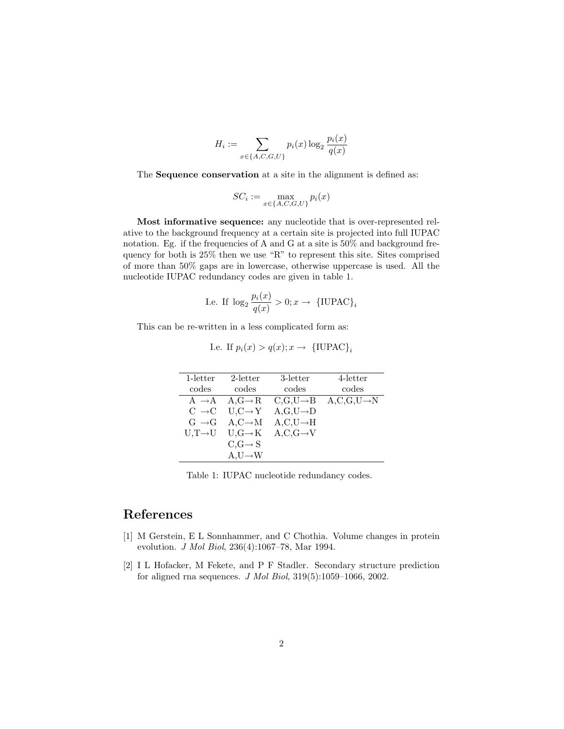$$H_i := \sum_{x \in \{A,C,G,U\}} p_i(x) \log_2 \frac{p_i(x)}{q(x)}$$

The **Sequence conservation** at a site in the alignment is defined as:

$$SC_i := \max_{x \in \{A,C,G,U\}} p_i(x)$$

**Most informative sequence:** any nucleotide that is over-represented relative to the background frequency at a certain site is projected into full IUPAC notation. Eg. if the frequencies of A and G at a site is 50% and background frequency for both is 25% then we use "R" to represent this site. Sites comprised of more than 50% gaps are in lowercase, otherwise uppercase is used. All the nucleotide IUPAC redundancy codes are given in table 1.

$$\text{I.e. If } \log_2 \frac{p_i(x)}{q(x)} > 0; x \rightarrow \{\text{IUPAC}\}_i$$

This can be re-written in a less complicated form as:

$$\text{I.e. If } p_i(x) > q(x); x \rightarrow \{\text{IUPAC}\}_i$$

| 1-letter codes | 2-letter codes | 3-letter codes | 4-letter codes |
|---|---|---|---|
| A →A | A,G→R | C,G,U→B | A,C,G,U→N |
| C →C | U,C→Y | A,G,U→D | |
| G →G | A,C→M | A,C,U→H | |
| U,T→U | U,G→K | A,C,G→V | |
| | C,G→S | | |
| | A,U→W | | |

Table 1: IUPAC nucleotide redundancy codes.

# References

[1] M Gerstein, E L Sonnhammer, and C Chothia. Volume changes in protein evolution. *J Mol Biol*, 236(4):1067–78, Mar 1994.

[2] I L Hofacker, M Fekete, and P F Stadler. Secondary structure prediction for aligned rna sequences. *J Mol Biol*, 319(5):1059–1066, 2002.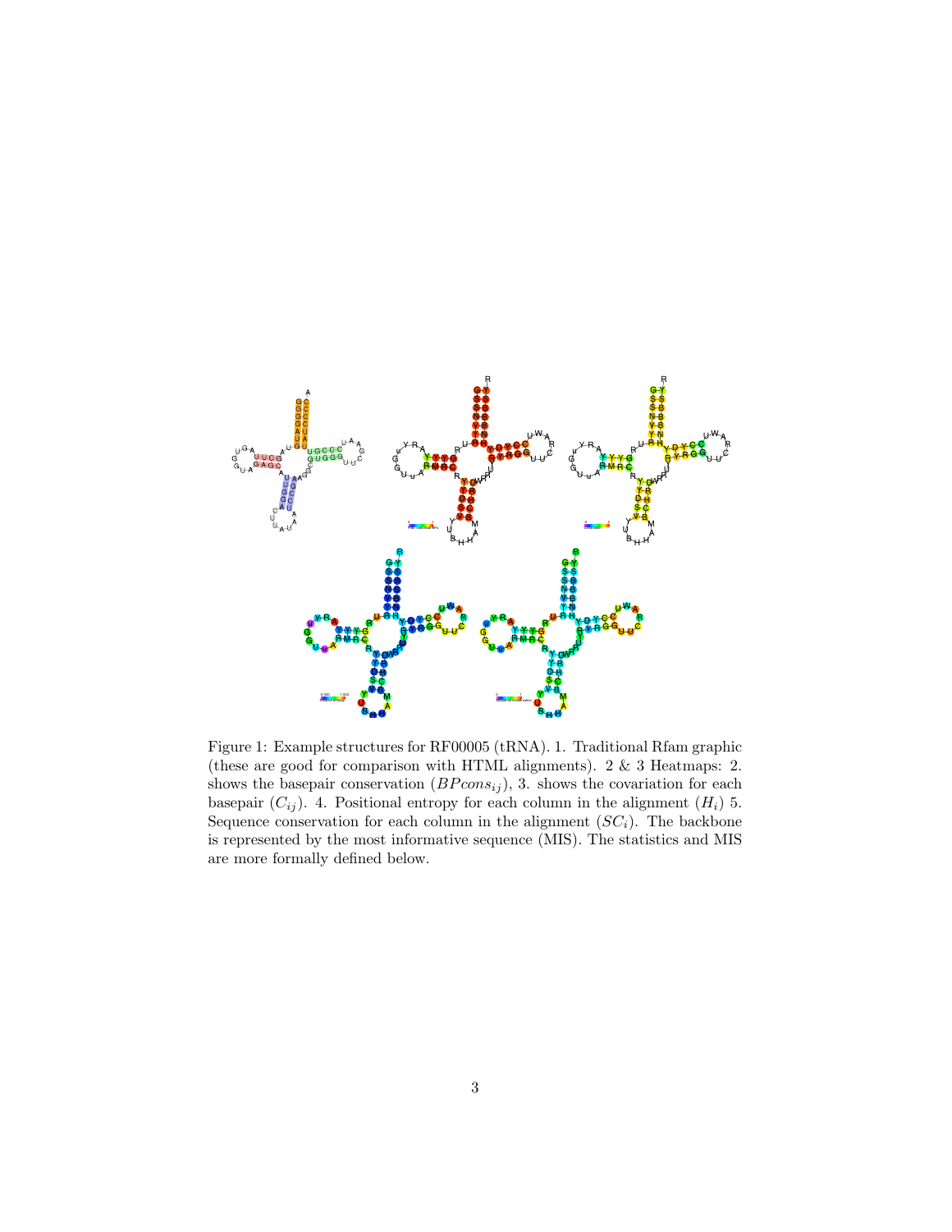Figure 1: Example structures for RF00005 (tRNA). 1. Traditional Rfam graphic (these are good for comparison with HTML alignments). 2 & 3 Heatmaps: 2. shows the basepair conservation ($BPcons_{ij}$), 3. shows the covariation for each basepair ($C_{ij}$). 4. Positional entropy for each column in the alignment ($H_i$) 5. Sequence conservation for each column in the alignment ($SC_i$). The backbone is represented by the most informative sequence (MIS). The statistics and MIS are more formally defined below.